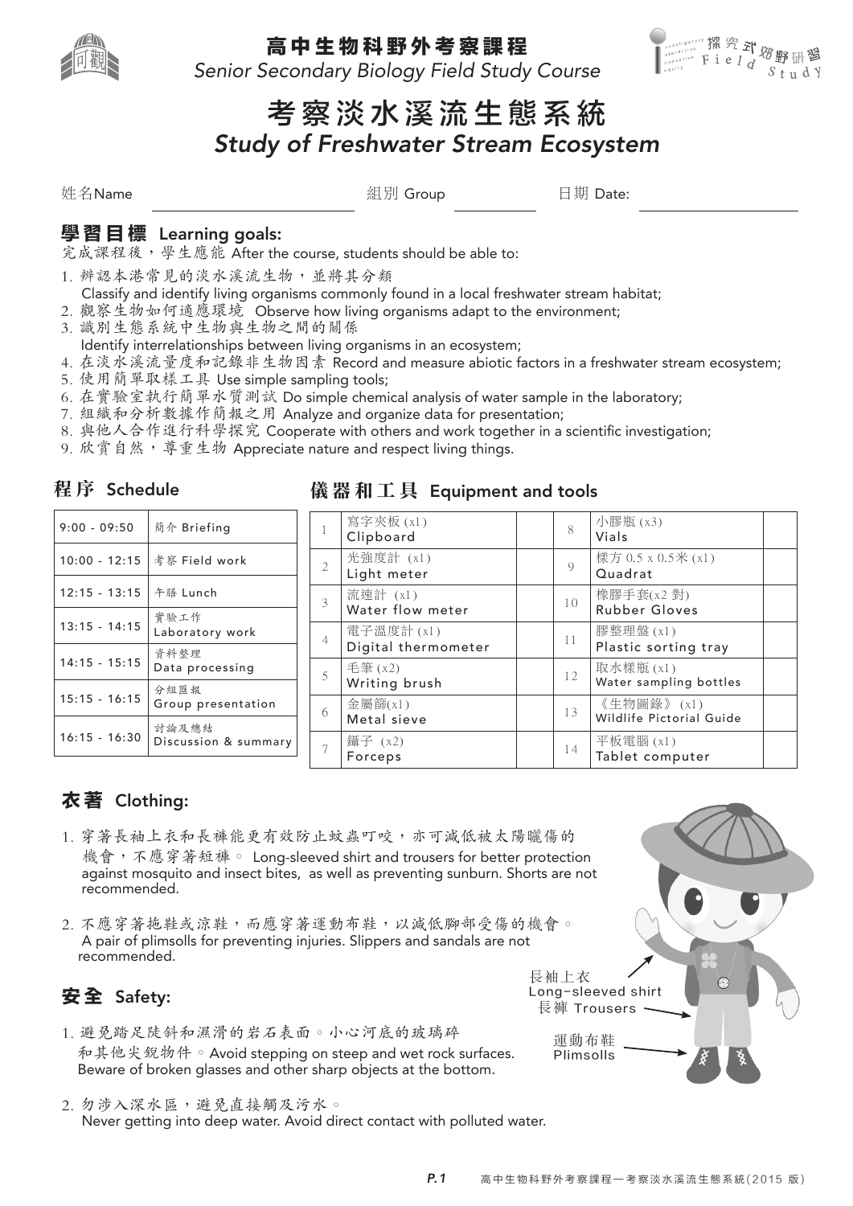# 高中生物科野外考察課程

*Senior Secondary Biology Field Study Course*

# 考察淡水溪流生態系統

## *Study of Freshwater Stream Ecosystem*

姓名Name ________________ 組別 Group ________ 日期 Date: ________________

## 學習目標 Learning goals:

完成課程後，學生應能 After the course, students should be able to:

1. 辨認本港常見的淡水溪流生物，並將其分類
   Classify and identify living organisms commonly found in a local freshwater stream habitat;
2. 觀察生物如何適應環境 Observe how living organisms adapt to the environment;
3. 識別生態系統中生物與生物之間的關係
   Identify interrelationships between living organisms in an ecosystem;
4. 在淡水溪流量度和記錄非生物因素 Record and measure abiotic factors in a freshwater stream ecosystem;
5. 使用簡單取樣工具 Use simple sampling tools;
6. 在實驗室執行簡單水質測試 Do simple chemical analysis of water sample in the laboratory;
7. 組織和分析數據作簡報之用 Analyze and organize data for presentation;
8. 與他人合作進行科學探究 Cooperate with others and work together in a scientific investigation;
9. 欣賞自然，尊重生物 Appreciate nature and respect living things.

## 程序 Schedule

| | |
|---|---|
| 9:00 - 09:50 | 簡介 Briefing |
| 10:00 - 12:15 | 考察 Field work |
| 12:15 - 13:15 | 午膳 Lunch |
| 13:15 - 14:15 | 實驗工作 Laboratory work |
| 14:15 - 15:15 | 資料整理 Data processing |
| 15:15 - 16:15 | 分組匯報 Group presentation |
| 16:15 - 16:30 | 討論及總結 Discussion & summary |

## 儀器和工具 Equipment and tools

| | | | | | |
|---|---|---|---|---|---|
| 1 | 寫字夾板 (x1) Clipboard | | 8 | 小膠瓶 (x3) Vials | |
| 2 | 光強度計 (x1) Light meter | | 9 | 樣方 0.5 x 0.5米 (x1) Quadrat | |
| 3 | 流速計 (x1) Water flow meter | | 10 | 橡膠手套(x2 對) Rubber Gloves | |
| 4 | 電子溫度計 (x1) Digital thermometer | | 11 | 膠整理盤 (x1) Plastic sorting tray | |
| 5 | 毛筆 (x2) Writing brush | | 12 | 取水樣瓶 (x1) Water sampling bottles | |
| 6 | 金屬篩(x1) Metal sieve | | 13 | 《生物圖錄》 (x1) Wildlife Pictorial Guide | |
| 7 | 鑷子 (x2) Forceps | | 14 | 平板電腦 (x1) Tablet computer | |

## 衣著 Clothing:

1. 穿著長袖上衣和長褲能更有效防止蚊蟲叮咬，亦可減低被太陽曬傷的機會，不應穿著短褲。 Long-sleeved shirt and trousers for better protection against mosquito and insect bites, as well as preventing sunburn. Shorts are not recommended.
2. 不應穿著拖鞋或涼鞋，而應穿著運動布鞋，以減低腳部受傷的機會。 A pair of plimsolls for preventing injuries. Slippers and sandals are not recommended.

長袖上衣 Long-sleeved shirt

長褲 Trousers

運動布鞋 Plimsolls

## 安全 Safety:

1. 避免踏足陡斜和濕滑的岩石表面。小心河底的玻璃碎和其他尖銳物件。Avoid stepping on steep and wet rock surfaces. Beware of broken glasses and other sharp objects at the bottom.
2. 勿涉入深水區，避免直接觸及污水。
   Never getting into deep water. Avoid direct contact with polluted water.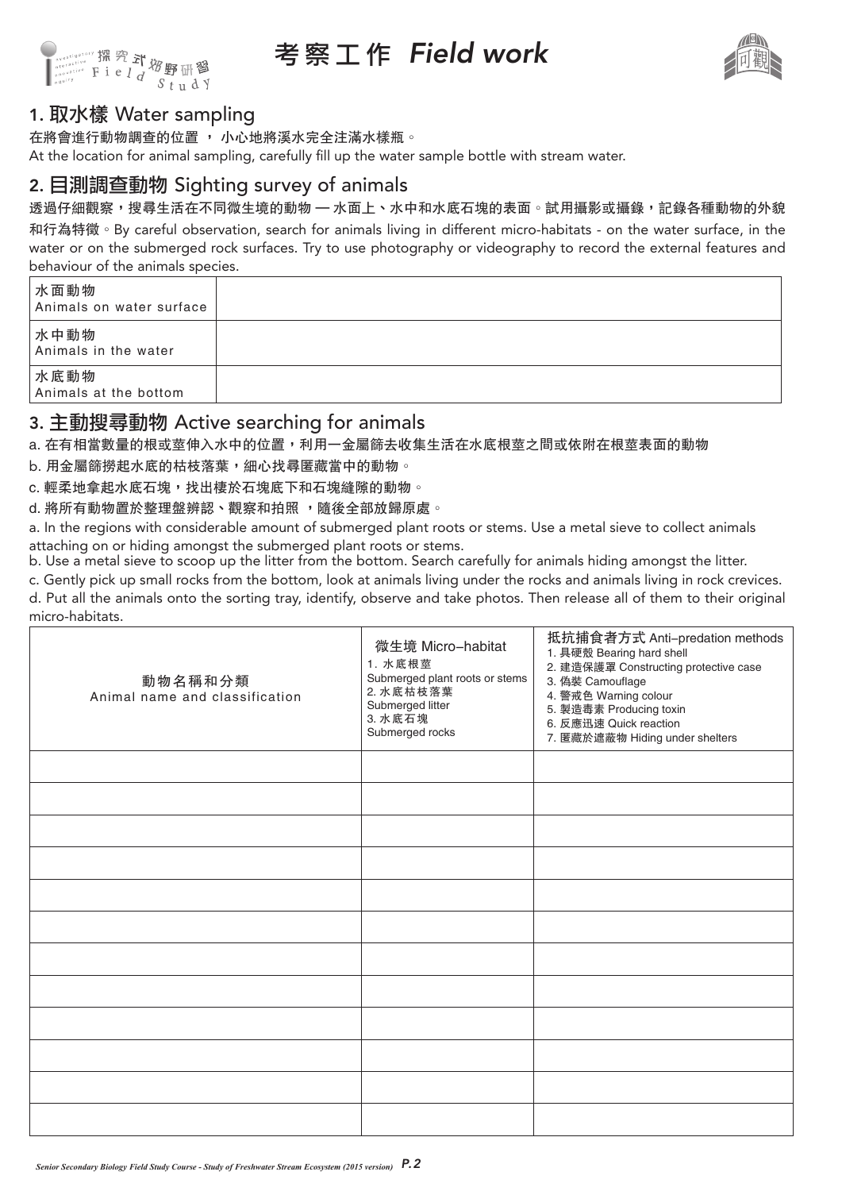# 考察工作 *Field work*

## 1. 取水樣 Water sampling

在將會進行動物調查的位置 ， 小心地將溪水完全注滿水樣瓶。

At the location for animal sampling, carefully fill up the water sample bottle with stream water.

## 2. 目測調查動物 Sighting survey of animals

透過仔細觀察，搜尋生活在不同微生境的動物 — 水面上、水中和水底石塊的表面。試用攝影或攝錄，記錄各種動物的外貌和行為特徵。By careful observation, search for animals living in different micro-habitats - on the water surface, in the water or on the submerged rock surfaces. Try to use photography or videography to record the external features and behaviour of the animals species.

| 水面動物 Animals on water surface | |
|---|---|
| 水中動物 Animals in the water | |
| 水底動物 Animals at the bottom | |

## 3. 主動搜尋動物 Active searching for animals

a. 在有相當數量的根或莖伸入水中的位置，利用一金屬篩去收集生活在水底根莖之間或依附在根莖表面的動物

b. 用金屬篩撈起水底的枯枝落葉，細心找尋匿藏當中的動物。

c. 輕柔地拿起水底石塊，找出棲於石塊底下和石塊縫隙的動物。

d. 將所有動物置於整理盤辨認、觀察和拍照 ，隨後全部放歸原處。

a. In the regions with considerable amount of submerged plant roots or stems. Use a metal sieve to collect animals attaching on or hiding amongst the submerged plant roots or stems.

b. Use a metal sieve to scoop up the litter from the bottom. Search carefully for animals hiding amongst the litter.

c. Gently pick up small rocks from the bottom, look at animals living under the rocks and animals living in rock crevices.

d. Put all the animals onto the sorting tray, identify, observe and take photos. Then release all of them to their original micro-habitats.

| 動物名稱和分類 Animal name and classification | 微生境 Micro–habitat<br>1. 水底根莖 Submerged plant roots or stems<br>2. 水底枯枝落葉 Submerged litter<br>3. 水底石塊 Submerged rocks | 抵抗捕食者方式 Anti–predation methods<br>1. 具硬殼 Bearing hard shell<br>2. 建造保護罩 Constructing protective case<br>3. 偽裝 Camouflage<br>4. 警戒色 Warning colour<br>5. 製造毒素 Producing toxin<br>6. 反應迅速 Quick reaction<br>7. 匿藏於遮蔽物 Hiding under shelters |
|---|---|---|
| | | |
| | | |
| | | |
| | | |
| | | |
| | | |
| | | |
| | | |
| | | |
| | | |
| | | |
| | | |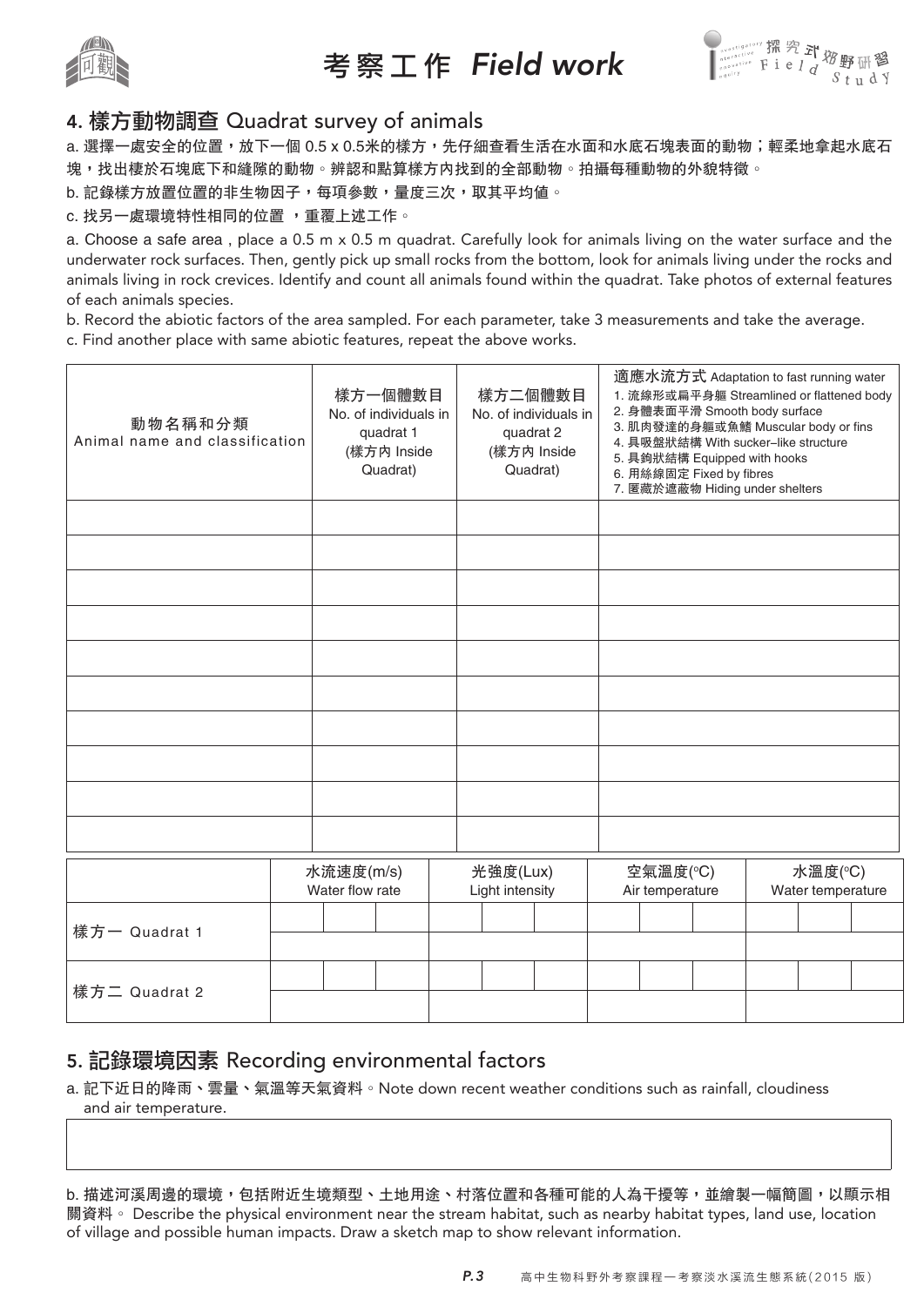# 考察工作 *Field work*

## 4. 樣方動物調查 Quadrat survey of animals

a. 選擇一處安全的位置，放下一個 0.5 x 0.5米的樣方，先仔細查看生活在水面和水底石塊表面的動物；輕柔地拿起水底石塊，找出棲於石塊底下和縫隙的動物。辨認和點算樣方內找到的全部動物。拍攝每種動物的外貌特徵。

b. 記錄樣方放置位置的非生物因子，每項參數，量度三次，取其平均值。

c. 找另一處環境特性相同的位置 ，重覆上述工作。

a. Choose a safe area , place a 0.5 m x 0.5 m quadrat. Carefully look for animals living on the water surface and the underwater rock surfaces. Then, gently pick up small rocks from the bottom, look for animals living under the rocks and animals living in rock crevices. Identify and count all animals found within the quadrat. Take photos of external features of each animals species.

b. Record the abiotic factors of the area sampled. For each parameter, take 3 measurements and take the average.

c. Find another place with same abiotic features, repeat the above works.

| 動物名稱和分類 Animal name and classification | 樣方一個體數目 No. of individuals in quadrat 1 (樣方內 Inside Quadrat) | 樣方二個體數目 No. of individuals in quadrat 2 (樣方內 Inside Quadrat) | 適應水流方式 Adaptation to fast running water<br>1. 流線形或扁平身軀 Streamlined or flattened body<br>2. 身體表面平滑 Smooth body surface<br>3. 肌肉發達的身軀或魚鰭 Muscular body or fins<br>4. 具吸盤狀結構 With sucker–like structure<br>5. 具鉤狀結構 Equipped with hooks<br>6. 用絲線固定 Fixed by fibres<br>7. 匿藏於遮蔽物 Hiding under shelters |
|---|---|---|---|
| | | | |
| | | | |
| | | | |
| | | | |
| | | | |
| | | | |
| | | | |
| | | | |
| | | | |
| | | | |

| | 水流速度(m/s) Water flow rate | | | 光強度(Lux) Light intensity | | | 空氣溫度(°C) Air temperature | | | 水溫度(°C) Water temperature | | |
|---|---|---|---|---|---|---|---|---|---|---|---|---|
| 樣方一 Quadrat 1 | | | | | | | | | | | | |
| | | | | | | | | | | | | |
| 樣方二 Quadrat 2 | | | | | | | | | | | | |
| | | | | | | | | | | | | |

## 5. 記錄環境因素 Recording environmental factors

a. 記下近日的降雨、雲量、氣溫等天氣資料。Note down recent weather conditions such as rainfall, cloudiness and air temperature.

b. 描述河溪周邊的環境，包括附近生境類型、土地用途、村落位置和各種可能的人為干擾等，並繪製一幅簡圖，以顯示相關資料。 Describe the physical environment near the stream habitat, such as nearby habitat types, land use, location of village and possible human impacts. Draw a sketch map to show relevant information.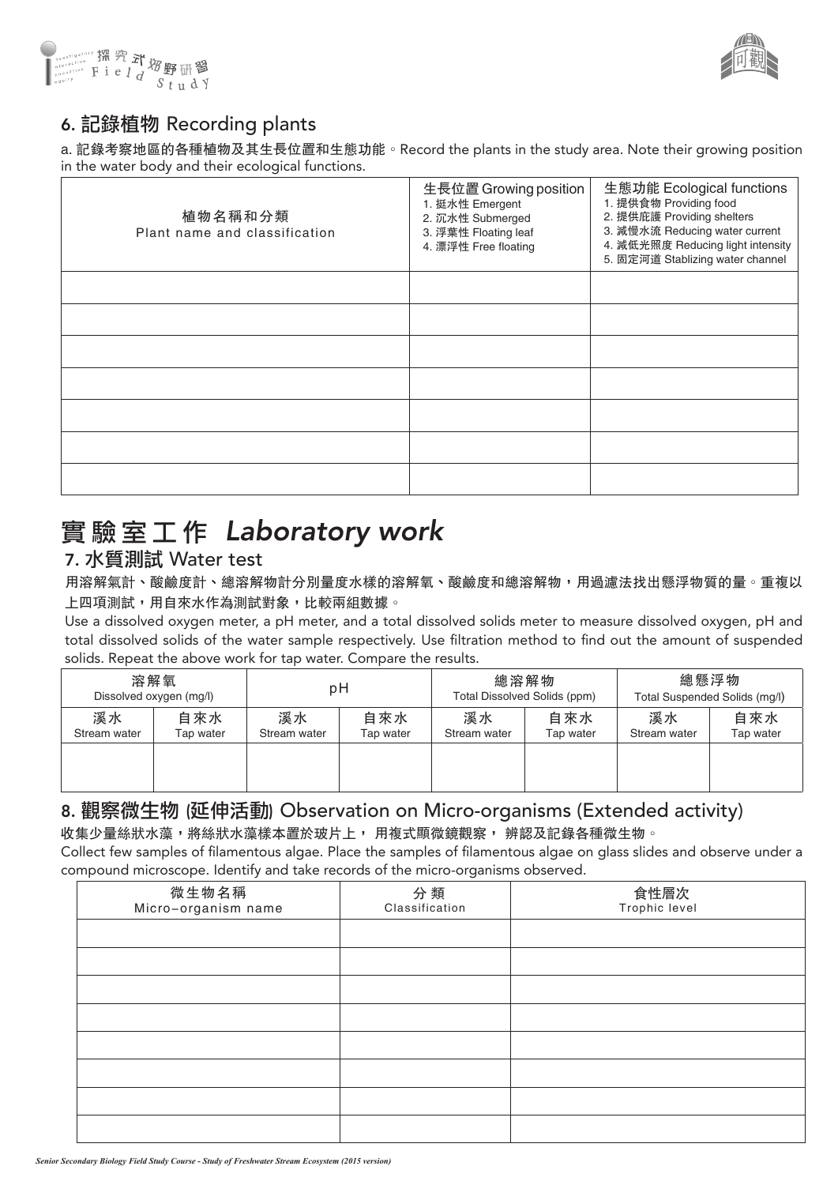## 6. 記錄植物 Recording plants

a. 記錄考察地區的各種植物及其生長位置和生態功能。Record the plants in the study area. Note their growing position in the water body and their ecological functions.

| 植物名稱和分類<br>Plant name and classification | 生長位置 Growing position<br>1. 挺水性 Emergent<br>2. 沉水性 Submerged<br>3. 浮葉性 Floating leaf<br>4. 漂浮性 Free floating | 生態功能 Ecological functions<br>1. 提供食物 Providing food<br>2. 提供庇護 Providing shelters<br>3. 減慢水流 Reducing water current<br>4. 減低光照度 Reducing light intensity<br>5. 固定河道 Stablizing water channel |
|---|---|---|
| | | |
| | | |
| | | |
| | | |
| | | |
| | | |
| | | |

# 實驗室工作 *Laboratory work*

## 7. 水質測試 Water test

用溶解氧計、酸鹼度計、總溶解物計分別量度水樣的溶解氧、酸鹼度和總溶解物，用過濾法找出懸浮物質的量。重複以上四項測試，用自來水作為測試對象，比較兩組數據。

Use a dissolved oxygen meter, a pH meter, and a total dissolved solids meter to measure dissolved oxygen, pH and total dissolved solids of the water sample respectively. Use filtration method to find out the amount of suspended solids. Repeat the above work for tap water. Compare the results.

| 溶解氧<br>Dissolved oxygen (mg/l) | | pH | | 總溶解物<br>Total Dissolved Solids (ppm) | | 總懸浮物<br>Total Suspended Solids (mg/l) | |
|---|---|---|---|---|---|---|---|
| 溪水<br>Stream water | 自來水<br>Tap water | 溪水<br>Stream water | 自來水<br>Tap water | 溪水<br>Stream water | 自來水<br>Tap water | 溪水<br>Stream water | 自來水<br>Tap water |
| | | | | | | | |

## 8. 觀察微生物 (延伸活動) Observation on Micro-organisms (Extended activity)

收集少量絲狀水藻，將絲狀水藻樣本置於玻片上， 用複式顯微鏡觀察， 辨認及記錄各種微生物。

Collect few samples of filamentous algae. Place the samples of filamentous algae on glass slides and observe under a compound microscope. Identify and take records of the micro-organisms observed.

| 微生物名稱<br>Micro–organism name | 分類<br>Classification | 食性層次<br>Trophic level |
|---|---|---|
| | | |
| | | |
| | | |
| | | |
| | | |
| | | |
| | | |
| | | |